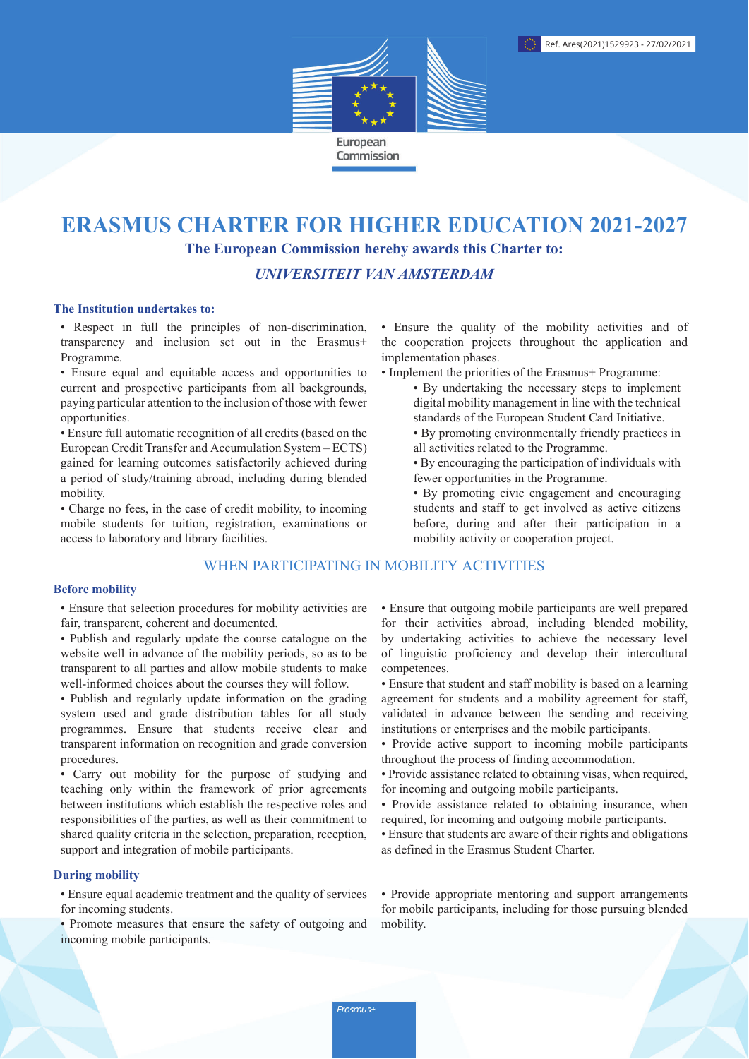Ref. Ares(2021)1529923 - 27/02/2021

European Commission

# ERASMUS CHARTER FOR HIGHER EDUCATION 2021-2027

**The European Commission hereby awards this Charter to:**

***UNIVERSITEIT VAN AMSTERDAM***

**The Institution undertakes to:**

- Respect in full the principles of non-discrimination, transparency and inclusion set out in the Erasmus+ Programme.
- Ensure equal and equitable access and opportunities to current and prospective participants from all backgrounds, paying particular attention to the inclusion of those with fewer opportunities.
- Ensure full automatic recognition of all credits (based on the European Credit Transfer and Accumulation System – ECTS) gained for learning outcomes satisfactorily achieved during a period of study/training abroad, including during blended mobility.
- Charge no fees, in the case of credit mobility, to incoming mobile students for tuition, registration, examinations or access to laboratory and library facilities.
- Ensure the quality of the mobility activities and of the cooperation projects throughout the application and implementation phases.
- Implement the priorities of the Erasmus+ Programme:
  - By undertaking the necessary steps to implement digital mobility management in line with the technical standards of the European Student Card Initiative.
  - By promoting environmentally friendly practices in all activities related to the Programme.
  - By encouraging the participation of individuals with fewer opportunities in the Programme.
  - By promoting civic engagement and encouraging students and staff to get involved as active citizens before, during and after their participation in a mobility activity or cooperation project.

## WHEN PARTICIPATING IN MOBILITY ACTIVITIES

**Before mobility**

- Ensure that selection procedures for mobility activities are fair, transparent, coherent and documented.
- Publish and regularly update the course catalogue on the website well in advance of the mobility periods, so as to be transparent to all parties and allow mobile students to make well-informed choices about the courses they will follow.
- Publish and regularly update information on the grading system used and grade distribution tables for all study programmes. Ensure that students receive clear and transparent information on recognition and grade conversion procedures.
- Carry out mobility for the purpose of studying and teaching only within the framework of prior agreements between institutions which establish the respective roles and responsibilities of the parties, as well as their commitment to shared quality criteria in the selection, preparation, reception, support and integration of mobile participants.
- Ensure that outgoing mobile participants are well prepared for their activities abroad, including blended mobility, by undertaking activities to achieve the necessary level of linguistic proficiency and develop their intercultural competences.
- Ensure that student and staff mobility is based on a learning agreement for students and a mobility agreement for staff, validated in advance between the sending and receiving institutions or enterprises and the mobile participants.
- Provide active support to incoming mobile participants throughout the process of finding accommodation.
- Provide assistance related to obtaining visas, when required, for incoming and outgoing mobile participants.
- Provide assistance related to obtaining insurance, when required, for incoming and outgoing mobile participants.
- Ensure that students are aware of their rights and obligations as defined in the Erasmus Student Charter.

**During mobility**

- Ensure equal academic treatment and the quality of services for incoming students.
- Promote measures that ensure the safety of outgoing and incoming mobile participants.
- Provide appropriate mentoring and support arrangements for mobile participants, including for those pursuing blended mobility.

Erasmus+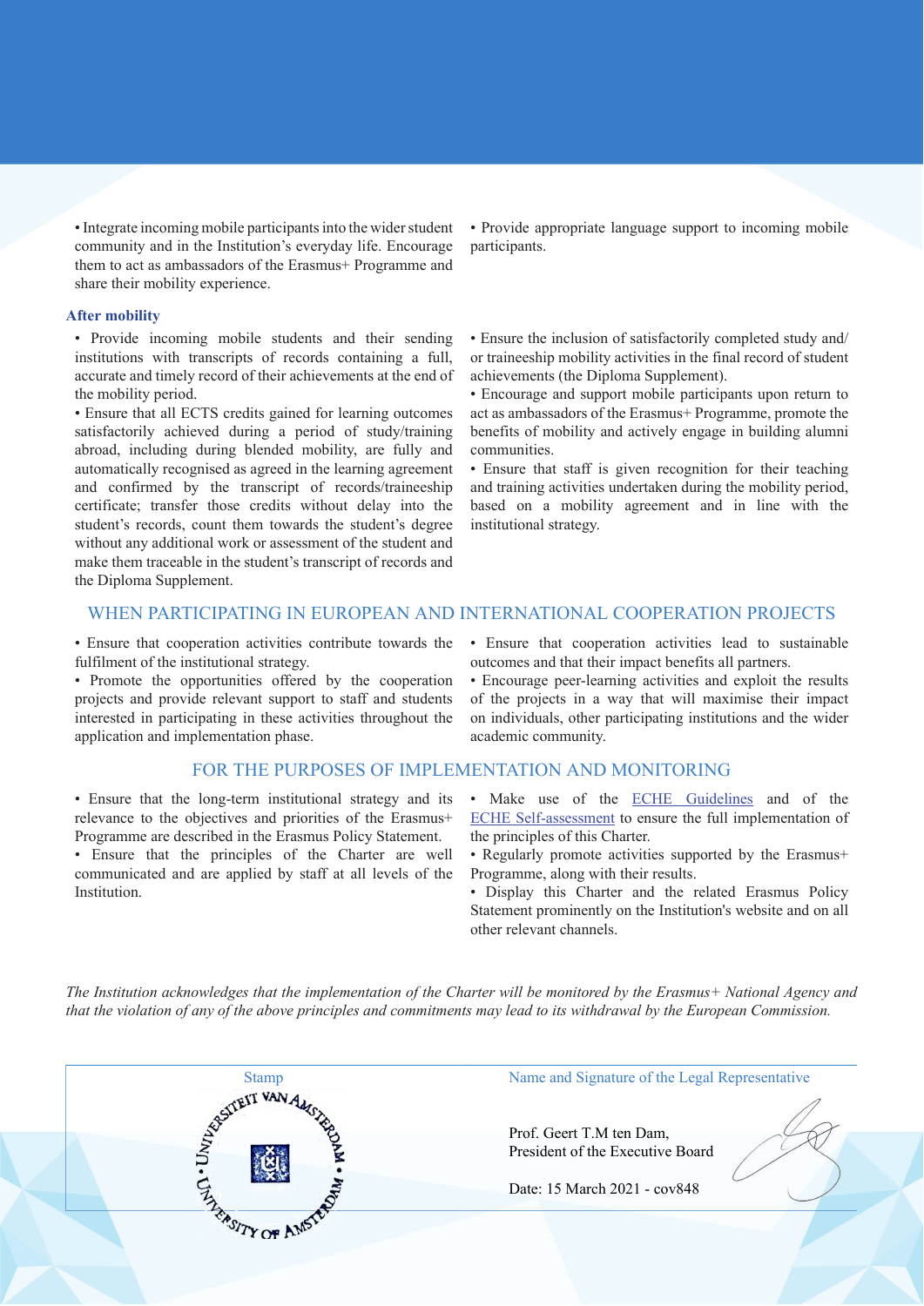- Integrate incoming mobile participants into the wider student community and in the Institution's everyday life. Encourage them to act as ambassadors of the Erasmus+ Programme and share their mobility experience.
- Provide appropriate language support to incoming mobile participants.

### After mobility

- Provide incoming mobile students and their sending institutions with transcripts of records containing a full, accurate and timely record of their achievements at the end of the mobility period.
- Ensure that all ECTS credits gained for learning outcomes satisfactorily achieved during a period of study/training abroad, including during blended mobility, are fully and automatically recognised as agreed in the learning agreement and confirmed by the transcript of records/traineeship certificate; transfer those credits without delay into the student's records, count them towards the student's degree without any additional work or assessment of the student and make them traceable in the student's transcript of records and the Diploma Supplement.
- Ensure the inclusion of satisfactorily completed study and/or traineeship mobility activities in the final record of student achievements (the Diploma Supplement).
- Encourage and support mobile participants upon return to act as ambassadors of the Erasmus+ Programme, promote the benefits of mobility and actively engage in building alumni communities.
- Ensure that staff is given recognition for their teaching and training activities undertaken during the mobility period, based on a mobility agreement and in line with the institutional strategy.

## WHEN PARTICIPATING IN EUROPEAN AND INTERNATIONAL COOPERATION PROJECTS

- Ensure that cooperation activities contribute towards the fulfilment of the institutional strategy.
- Promote the opportunities offered by the cooperation projects and provide relevant support to staff and students interested in participating in these activities throughout the application and implementation phase.
- Ensure that cooperation activities lead to sustainable outcomes and that their impact benefits all partners.
- Encourage peer-learning activities and exploit the results of the projects in a way that will maximise their impact on individuals, other participating institutions and the wider academic community.

## FOR THE PURPOSES OF IMPLEMENTATION AND MONITORING

- Ensure that the long-term institutional strategy and its relevance to the objectives and priorities of the Erasmus+ Programme are described in the Erasmus Policy Statement.
- Ensure that the principles of the Charter are well communicated and are applied by staff at all levels of the Institution.
- Make use of the ECHE Guidelines and of the ECHE Self-assessment to ensure the full implementation of the principles of this Charter.
- Regularly promote activities supported by the Erasmus+ Programme, along with their results.
- Display this Charter and the related Erasmus Policy Statement prominently on the Institution's website and on all other relevant channels.

*The Institution acknowledges that the implementation of the Charter will be monitored by the Erasmus+ National Agency and that the violation of any of the above principles and commitments may lead to its withdrawal by the European Commission.*

| Stamp | Name and Signature of the Legal Representative |
| --- | --- |
| UNIVERSITEIT VAN AMSTERDAM • UNIVERSITY OF AMSTERDAM • | Prof. Geert T.M ten Dam, President of the Executive Board<br><br>Date: 15 March 2021 - cov848 |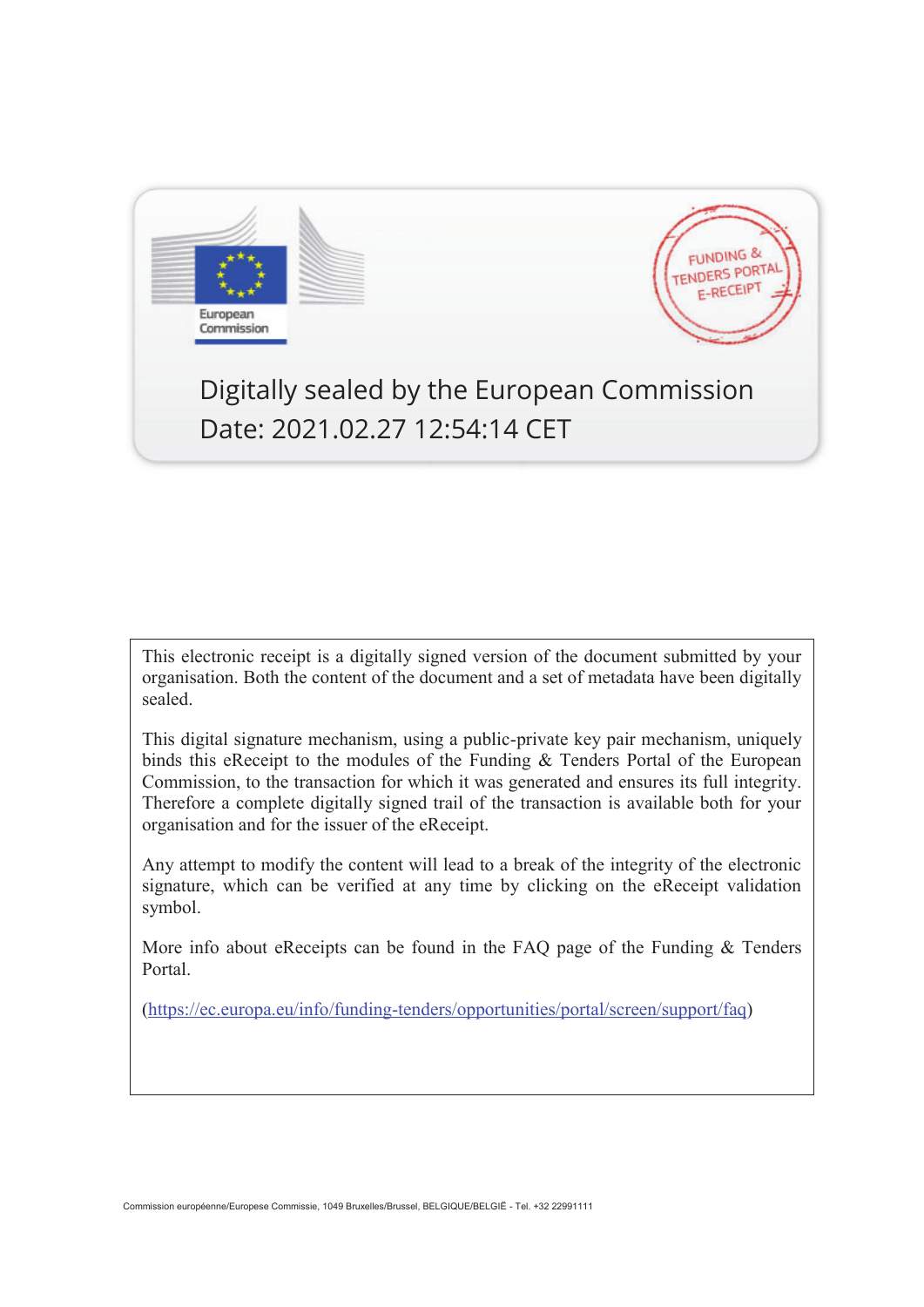European Commission

FUNDING & TENDERS PORTAL E-RECEIPT

Digitally sealed by the European Commission
Date: 2021.02.27 12:54:14 CET

This electronic receipt is a digitally signed version of the document submitted by your organisation. Both the content of the document and a set of metadata have been digitally sealed.

This digital signature mechanism, using a public-private key pair mechanism, uniquely binds this eReceipt to the modules of the Funding & Tenders Portal of the European Commission, to the transaction for which it was generated and ensures its full integrity. Therefore a complete digitally signed trail of the transaction is available both for your organisation and for the issuer of the eReceipt.

Any attempt to modify the content will lead to a break of the integrity of the electronic signature, which can be verified at any time by clicking on the eReceipt validation symbol.

More info about eReceipts can be found in the FAQ page of the Funding & Tenders Portal.

(https://ec.europa.eu/info/funding-tenders/opportunities/portal/screen/support/faq)

Commission européenne/Europese Commissie, 1049 Bruxelles/Brussel, BELGIQUE/BELGIË - Tel. +32 22991111